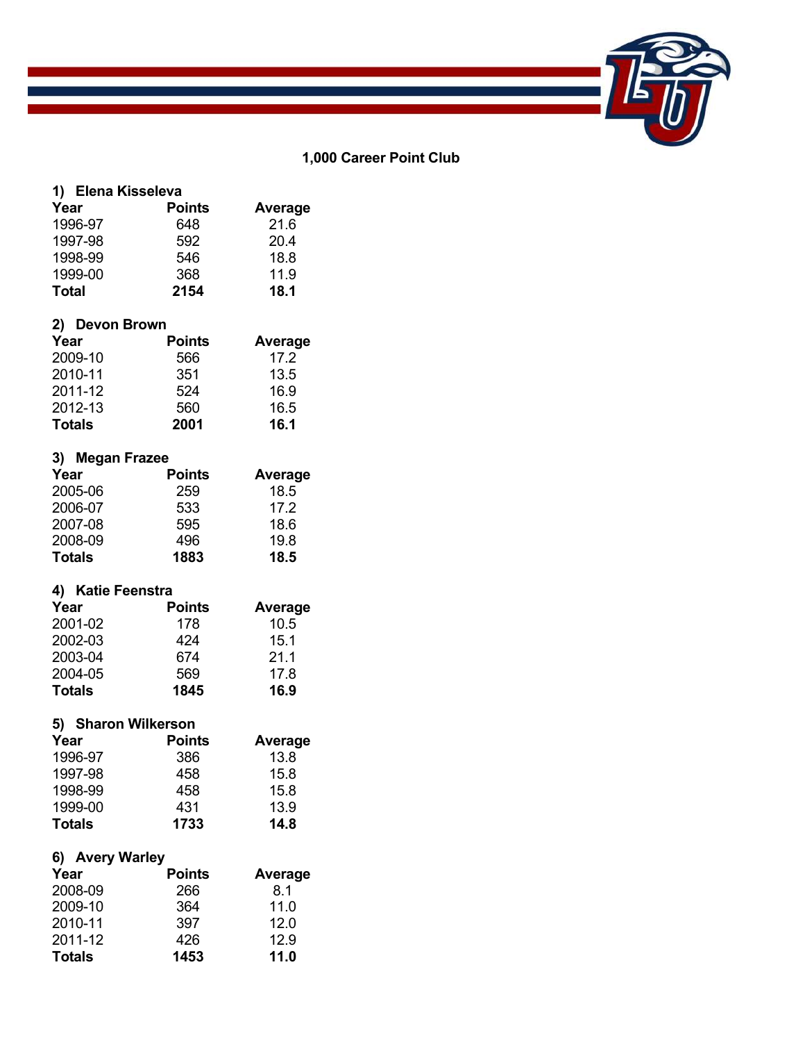# 1,000 Career Point Club

### 1) Elena Kisseleva

| Year | Points | Average |
|---|---|---|
| 1996-97 | 648 | 21.6 |
| 1997-98 | 592 | 20.4 |
| 1998-99 | 546 | 18.8 |
| 1999-00 | 368 | 11.9 |
| **Total** | **2154** | **18.1** |

### 2) Devon Brown

| Year | Points | Average |
|---|---|---|
| 2009-10 | 566 | 17.2 |
| 2010-11 | 351 | 13.5 |
| 2011-12 | 524 | 16.9 |
| 2012-13 | 560 | 16.5 |
| **Totals** | **2001** | **16.1** |

### 3) Megan Frazee

| Year | Points | Average |
|---|---|---|
| 2005-06 | 259 | 18.5 |
| 2006-07 | 533 | 17.2 |
| 2007-08 | 595 | 18.6 |
| 2008-09 | 496 | 19.8 |
| **Totals** | **1883** | **18.5** |

### 4) Katie Feenstra

| Year | Points | Average |
|---|---|---|
| 2001-02 | 178 | 10.5 |
| 2002-03 | 424 | 15.1 |
| 2003-04 | 674 | 21.1 |
| 2004-05 | 569 | 17.8 |
| **Totals** | **1845** | **16.9** |

### 5) Sharon Wilkerson

| Year | Points | Average |
|---|---|---|
| 1996-97 | 386 | 13.8 |
| 1997-98 | 458 | 15.8 |
| 1998-99 | 458 | 15.8 |
| 1999-00 | 431 | 13.9 |
| **Totals** | **1733** | **14.8** |

### 6) Avery Warley

| Year | Points | Average |
|---|---|---|
| 2008-09 | 266 | 8.1 |
| 2009-10 | 364 | 11.0 |
| 2010-11 | 397 | 12.0 |
| 2011-12 | 426 | 12.9 |
| **Totals** | **1453** | **11.0** |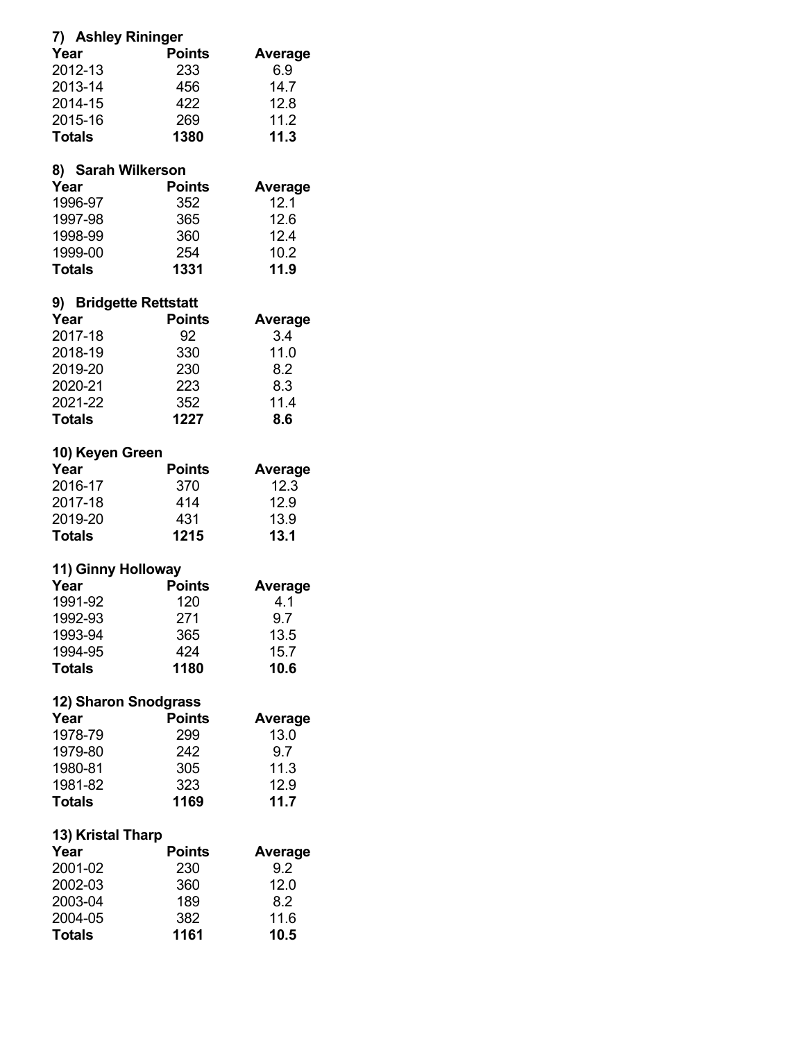### 7) Ashley Rininger

| Year | Points | Average |
|---|---|---|
| 2012-13 | 233 | 6.9 |
| 2013-14 | 456 | 14.7 |
| 2014-15 | 422 | 12.8 |
| 2015-16 | 269 | 11.2 |
| **Totals** | **1380** | **11.3** |

### 8) Sarah Wilkerson

| Year | Points | Average |
|---|---|---|
| 1996-97 | 352 | 12.1 |
| 1997-98 | 365 | 12.6 |
| 1998-99 | 360 | 12.4 |
| 1999-00 | 254 | 10.2 |
| **Totals** | **1331** | **11.9** |

### 9) Bridgette Rettstatt

| Year | Points | Average |
|---|---|---|
| 2017-18 | 92 | 3.4 |
| 2018-19 | 330 | 11.0 |
| 2019-20 | 230 | 8.2 |
| 2020-21 | 223 | 8.3 |
| 2021-22 | 352 | 11.4 |
| **Totals** | **1227** | **8.6** |

### 10) Keyen Green

| Year | Points | Average |
|---|---|---|
| 2016-17 | 370 | 12.3 |
| 2017-18 | 414 | 12.9 |
| 2019-20 | 431 | 13.9 |
| **Totals** | **1215** | **13.1** |

### 11) Ginny Holloway

| Year | Points | Average |
|---|---|---|
| 1991-92 | 120 | 4.1 |
| 1992-93 | 271 | 9.7 |
| 1993-94 | 365 | 13.5 |
| 1994-95 | 424 | 15.7 |
| **Totals** | **1180** | **10.6** |

### 12) Sharon Snodgrass

| Year | Points | Average |
|---|---|---|
| 1978-79 | 299 | 13.0 |
| 1979-80 | 242 | 9.7 |
| 1980-81 | 305 | 11.3 |
| 1981-82 | 323 | 12.9 |
| **Totals** | **1169** | **11.7** |

### 13) Kristal Tharp

| Year | Points | Average |
|---|---|---|
| 2001-02 | 230 | 9.2 |
| 2002-03 | 360 | 12.0 |
| 2003-04 | 189 | 8.2 |
| 2004-05 | 382 | 11.6 |
| **Totals** | **1161** | **10.5** |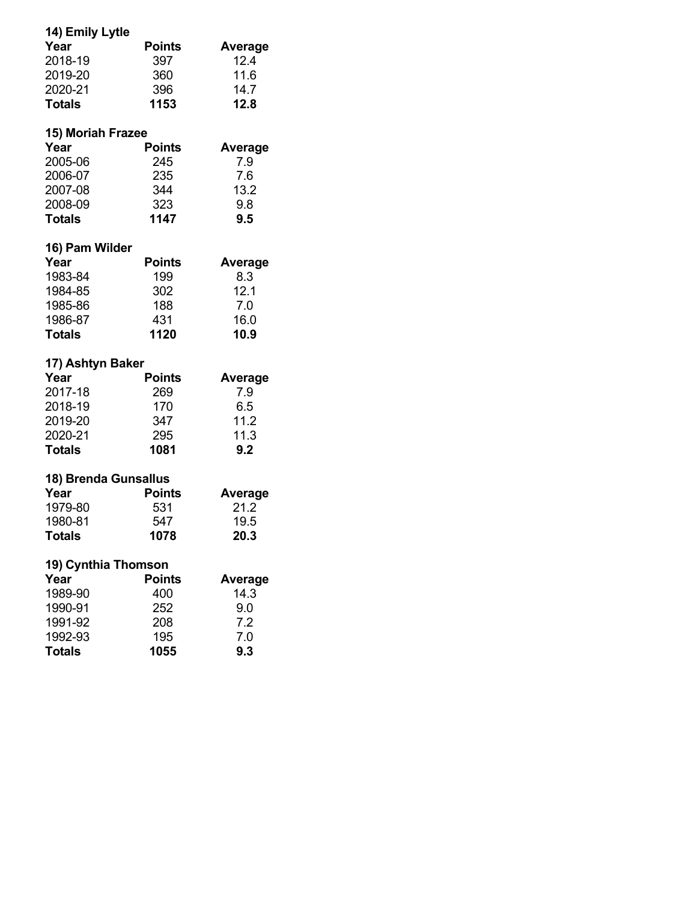### 14) Emily Lytle

| Year | Points | Average |
|---|---|---|
| 2018-19 | 397 | 12.4 |
| 2019-20 | 360 | 11.6 |
| 2020-21 | 396 | 14.7 |
| **Totals** | **1153** | **12.8** |

### 15) Moriah Frazee

| Year | Points | Average |
|---|---|---|
| 2005-06 | 245 | 7.9 |
| 2006-07 | 235 | 7.6 |
| 2007-08 | 344 | 13.2 |
| 2008-09 | 323 | 9.8 |
| **Totals** | **1147** | **9.5** |

### 16) Pam Wilder

| Year | Points | Average |
|---|---|---|
| 1983-84 | 199 | 8.3 |
| 1984-85 | 302 | 12.1 |
| 1985-86 | 188 | 7.0 |
| 1986-87 | 431 | 16.0 |
| **Totals** | **1120** | **10.9** |

### 17) Ashtyn Baker

| Year | Points | Average |
|---|---|---|
| 2017-18 | 269 | 7.9 |
| 2018-19 | 170 | 6.5 |
| 2019-20 | 347 | 11.2 |
| 2020-21 | 295 | 11.3 |
| **Totals** | **1081** | **9.2** |

### 18) Brenda Gunsallus

| Year | Points | Average |
|---|---|---|
| 1979-80 | 531 | 21.2 |
| 1980-81 | 547 | 19.5 |
| **Totals** | **1078** | **20.3** |

### 19) Cynthia Thomson

| Year | Points | Average |
|---|---|---|
| 1989-90 | 400 | 14.3 |
| 1990-91 | 252 | 9.0 |
| 1991-92 | 208 | 7.2 |
| 1992-93 | 195 | 7.0 |
| **Totals** | **1055** | **9.3** |